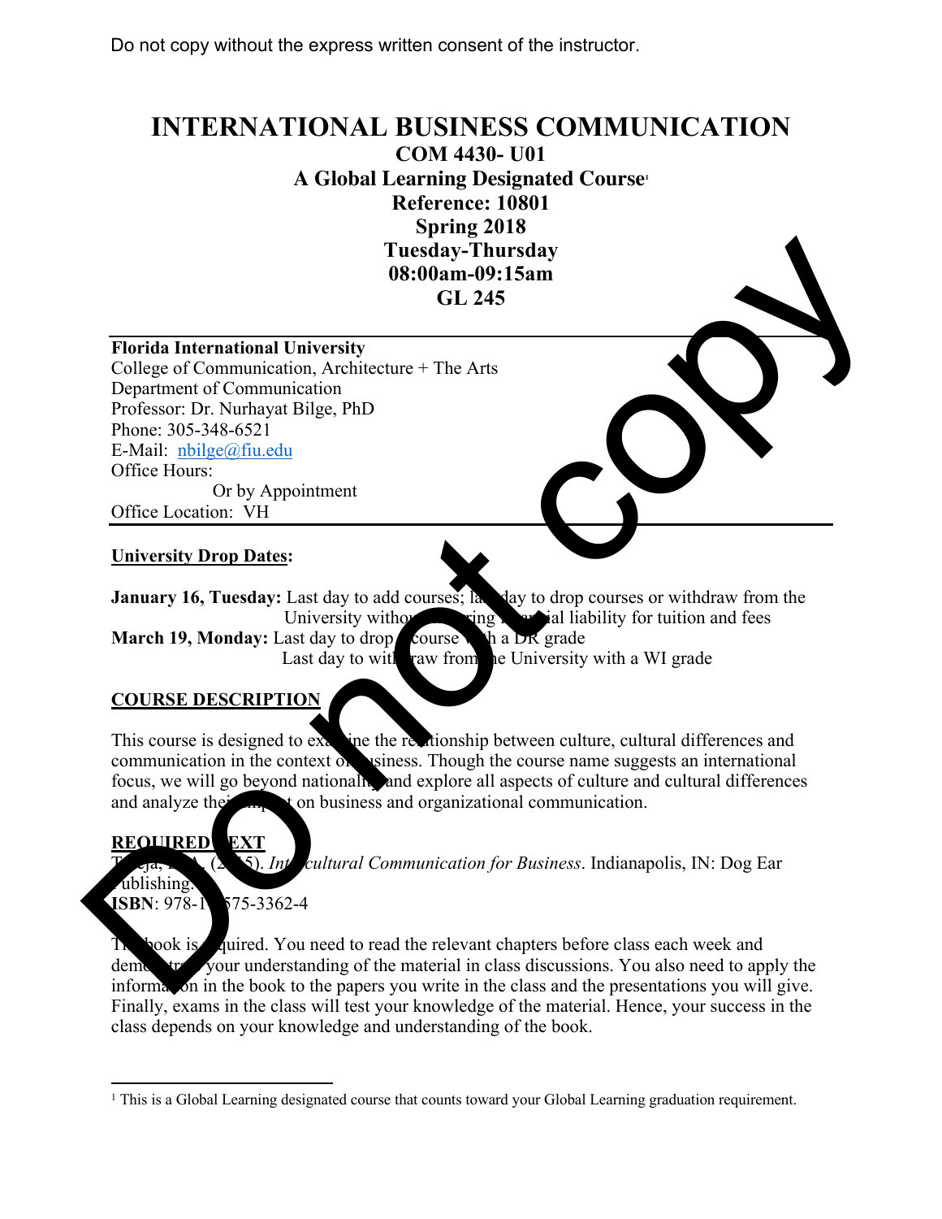Do not copy without the express written consent of the instructor.

# INTERNATIONAL BUSINESS COMMUNICATION

**COM 4430- U01**
**A Global Learning Designated Course[1]**
**Reference: 10801**
**Spring 2018**
**Tuesday-Thursday**
**08:00am-09:15am**
**GL 245**

---

**Florida International University**
College of Communication, Architecture + The Arts
Department of Communication
Professor: Dr. Nurhayat Bilge, PhD
Phone: 305-348-6521
E-Mail: nbilge@fiu.edu
Office Hours:
Or by Appointment
Office Location: VH

---

## University Drop Dates:

**January 16, Tuesday:** Last day to add courses; last day to drop courses or withdraw from the University without incurring financial liability for tuition and fees
**March 19, Monday:** Last day to drop a course with a DR grade
Last day to withdraw from the University with a WI grade

## COURSE DESCRIPTION

This course is designed to examine the relationship between culture, cultural differences and communication in the context of business. Though the course name suggests an international focus, we will go beyond nationality and explore all aspects of culture and cultural differences and analyze their impact on business and organizational communication.

## REQUIRED TEXT

Tuleja, E. A. (2015). *Intercultural Communication for Business*. Indianapolis, IN: Dog Ear Publishing.
**ISBN**: 978-1-4575-3362-4

The book is required. You need to read the relevant chapters before class each week and demonstrate your understanding of the material in class discussions. You also need to apply the information in the book to the papers you write in the class and the presentations you will give. Finally, exams in the class will test your knowledge of the material. Hence, your success in the class depends on your knowledge and understanding of the book.

---

[1] This is a Global Learning designated course that counts toward your Global Learning graduation requirement.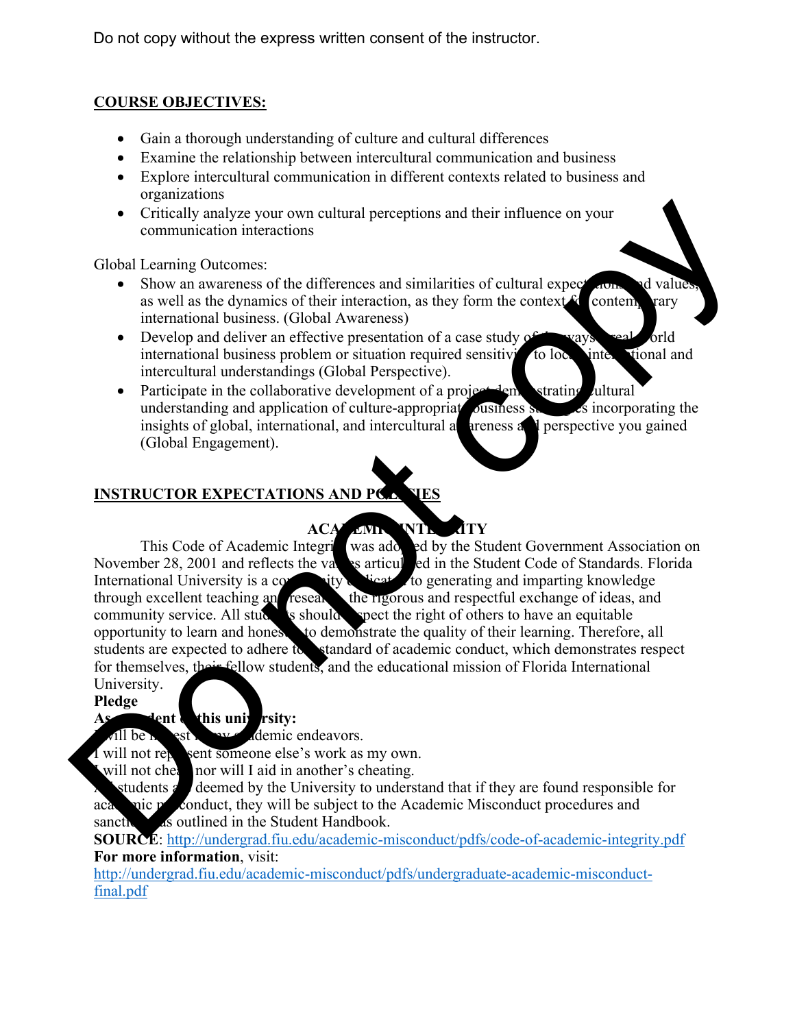## COURSE OBJECTIVES:

- Gain a thorough understanding of culture and cultural differences
- Examine the relationship between intercultural communication and business
- Explore intercultural communication in different contexts related to business and organizations
- Critically analyze your own cultural perceptions and their influence on your communication interactions

Global Learning Outcomes:

- Show an awareness of the differences and similarities of cultural expectations and values, as well as the dynamics of their interaction, as they form the context for contemporary international business. (Global Awareness)
- Develop and deliver an effective presentation of a case study of the ways a real-world international business problem or situation required sensitivity to local, international and intercultural understandings (Global Perspective).
- Participate in the collaborative development of a project demonstrating cultural understanding and application of culture-appropriate business strategies incorporating the insights of global, international, and intercultural awareness and perspective you gained (Global Engagement).

## INSTRUCTOR EXPECTATIONS AND POLICIES

### ACADEMIC INTEGRITY

This Code of Academic Integrity was adopted by the Student Government Association on November 28, 2001 and reflects the values articulated in the Student Code of Standards. Florida International University is a community dedicated to generating and imparting knowledge through excellent teaching and research, the rigorous and respectful exchange of ideas, and community service. All students should respect the right of others to have an equitable opportunity to learn and honestly to demonstrate the quality of their learning. Therefore, all students are expected to adhere to a standard of academic conduct, which demonstrates respect for themselves, their fellow students, and the educational mission of Florida International University.

**Pledge**

**As a student of this university:**

I will be honest in my academic endeavors.
I will not represent someone else's work as my own.
I will not cheat, nor will I aid in another's cheating.
All students are deemed by the University to understand that if they are found responsible for academic misconduct, they will be subject to the Academic Misconduct procedures and sanctions as outlined in the Student Handbook.

**SOURCE**: http://undergrad.fiu.edu/academic-misconduct/pdfs/code-of-academic-integrity.pdf

**For more information**, visit:
http://undergrad.fiu.edu/academic-misconduct/pdfs/undergraduate-academic-misconduct-final.pdf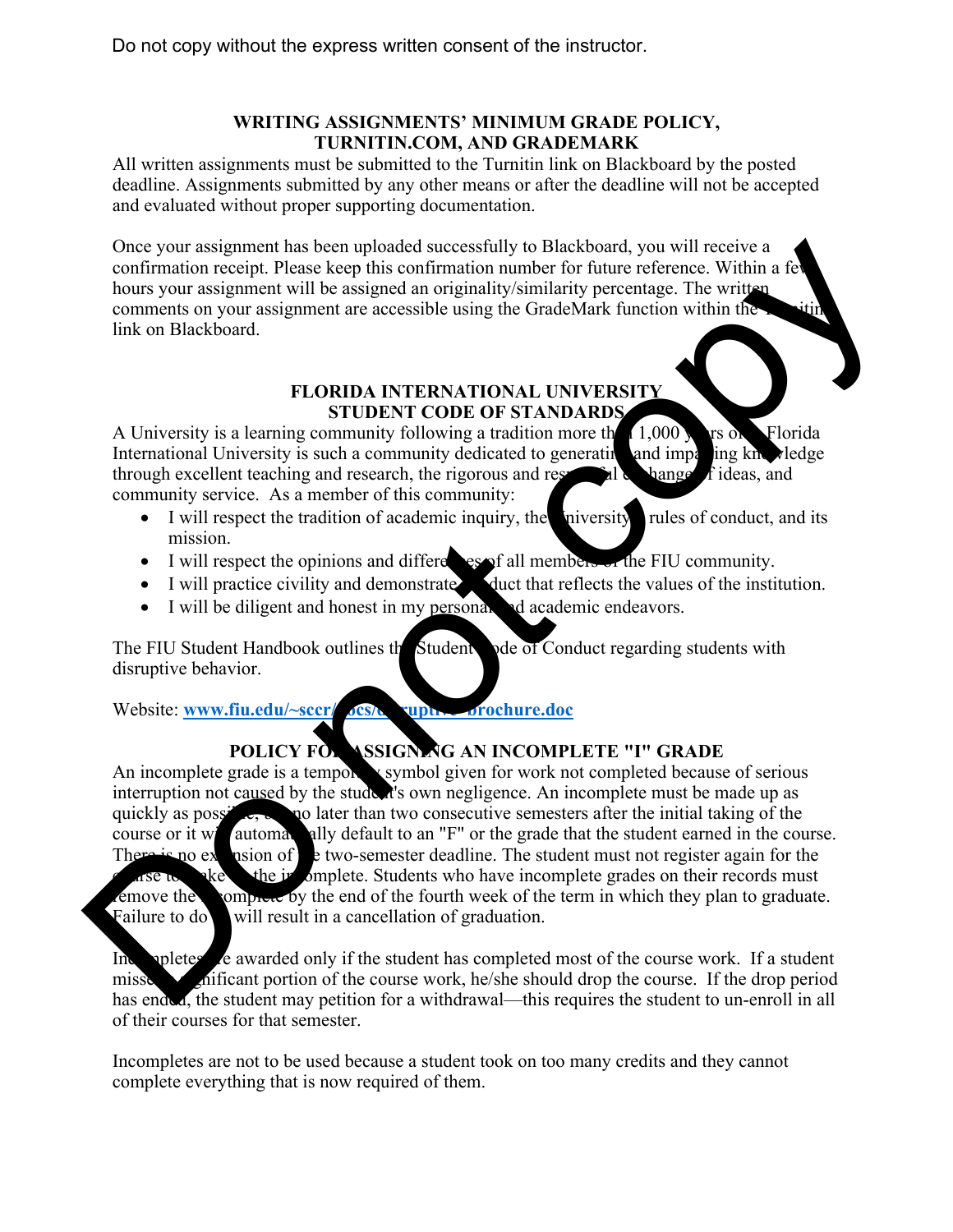## WRITING ASSIGNMENTS' MINIMUM GRADE POLICY, TURNITIN.COM, AND GRADEMARK

All written assignments must be submitted to the Turnitin link on Blackboard by the posted deadline. Assignments submitted by any other means or after the deadline will not be accepted and evaluated without proper supporting documentation.

Once your assignment has been uploaded successfully to Blackboard, you will receive a confirmation receipt. Please keep this confirmation number for future reference. Within a few hours your assignment will be assigned an originality/similarity percentage. The written comments on your assignment are accessible using the GradeMark function within the Turnitin link on Blackboard.

## FLORIDA INTERNATIONAL UNIVERSITY STUDENT CODE OF STANDARDS

A University is a learning community following a tradition more than 1,000 years old. Florida International University is such a community dedicated to generating and imparting knowledge through excellent teaching and research, the rigorous and respectful exchange of ideas, and community service. As a member of this community:

- I will respect the tradition of academic inquiry, the University's rules of conduct, and its mission.
- I will respect the opinions and differences of all members of the FIU community.
- I will practice civility and demonstrate conduct that reflects the values of the institution.
- I will be diligent and honest in my personal and academic endeavors.

The FIU Student Handbook outlines the Student Code of Conduct regarding students with disruptive behavior.

Website: **www.fiu.edu/~sccr/docs/disruptive-brochure.doc**

## POLICY FOR ASSIGNING AN INCOMPLETE "I" GRADE

An incomplete grade is a temporary symbol given for work not completed because of serious interruption not caused by the student's own negligence. An incomplete must be made up as quickly as possible, but no later than two consecutive semesters after the initial taking of the course or it will automatically default to an "F" or the grade that the student earned in the course. There is no extension of the two-semester deadline. The student must not register again for the course to make up the incomplete. Students who have incomplete grades on their records must remove the incomplete by the end of the fourth week of the term in which they plan to graduate. Failure to do so will result in a cancellation of graduation.

Incompletes are awarded only if the student has completed most of the course work. If a student missed a significant portion of the course work, he/she should drop the course. If the drop period has ended, the student may petition for a withdrawal—this requires the student to un-enroll in all of their courses for that semester.

Incompletes are not to be used because a student took on too many credits and they cannot complete everything that is now required of them.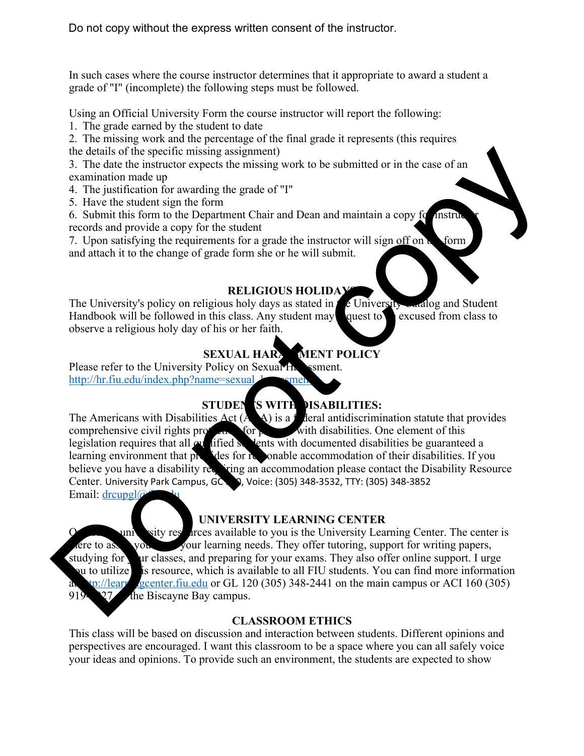In such cases where the course instructor determines that it appropriate to award a student a grade of "I" (incomplete) the following steps must be followed.

Using an Official University Form the course instructor will report the following:

1. The grade earned by the student to date
2. The missing work and the percentage of the final grade it represents (this requires the details of the specific missing assignment)
3. The date the instructor expects the missing work to be submitted or in the case of an examination made up
4. The justification for awarding the grade of "I"
5. Have the student sign the form
6. Submit this form to the Department Chair and Dean and maintain a copy for instructor records and provide a copy for the student
7. Upon satisfying the requirements for a grade the instructor will sign off on the form and attach it to the change of grade form she or he will submit.

## RELIGIOUS HOLIDAYS

The University's policy on religious holy days as stated in the University Catalog and Student Handbook will be followed in this class. Any student may request to be excused from class to observe a religious holy day of his or her faith.

## SEXUAL HARASSMENT POLICY

Please refer to the University Policy on Sexual Harassment.
http://hr.fiu.edu/index.php?name=sexual_harassment

## STUDENTS WITH DISABILITIES:

The Americans with Disabilities Act (ADA) is a federal antidiscrimination statute that provides comprehensive civil rights protection for persons with disabilities. One element of this legislation requires that all qualified students with documented disabilities be guaranteed a learning environment that provides for reasonable accommodation of their disabilities. If you believe you have a disability requiring an accommodation please contact the Disability Resource Center. University Park Campus, GC 190, Voice: (305) 348-3532, TTY: (305) 348-3852
Email: drcupgl@fiu.edu

## UNIVERSITY LEARNING CENTER

One of the university resources available to you is the University Learning Center. The center is here to assist you with your learning needs. They offer tutoring, support for writing papers, studying for your classes, and preparing for your exams. They also offer online support. I urge you to utilize this resource, which is available to all FIU students. You can find more information at http://learningcenter.fiu.edu or GL 120 (305) 348-2441 on the main campus or ACI 160 (305) 919-5927 on the Biscayne Bay campus.

## CLASSROOM ETHICS

This class will be based on discussion and interaction between students. Different opinions and perspectives are encouraged. I want this classroom to be a space where you can all safely voice your ideas and opinions. To provide such an environment, the students are expected to show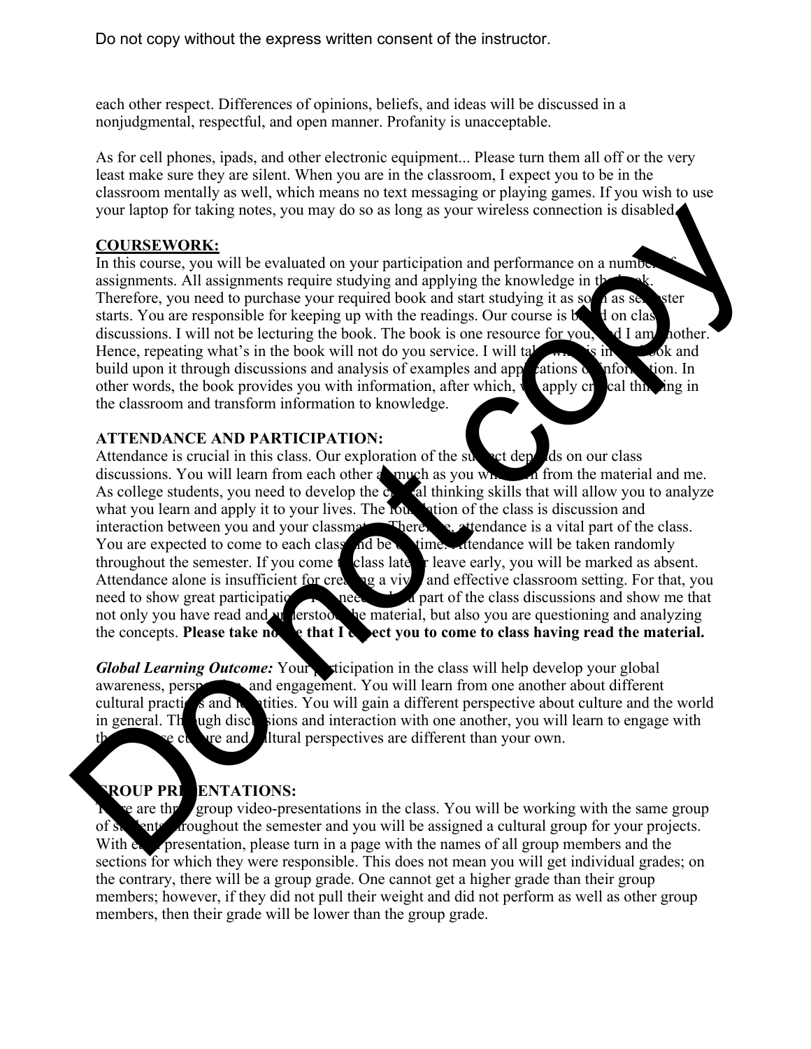each other respect. Differences of opinions, beliefs, and ideas will be discussed in a nonjudgmental, respectful, and open manner. Profanity is unacceptable.

As for cell phones, ipads, and other electronic equipment... Please turn them all off or the very least make sure they are silent. When you are in the classroom, I expect you to be in the classroom mentally as well, which means no text messaging or playing games. If you wish to use your laptop for taking notes, you may do so as long as your wireless connection is disabled.

**COURSEWORK:**

In this course, you will be evaluated on your participation and performance on a number of assignments. All assignments require studying and applying the knowledge in the book. Therefore, you need to purchase your required book and start studying it as soon as semester starts. You are responsible for keeping up with the readings. Our course is based on class discussions. I will not be lecturing the book. The book is one resource for you, and I am another. Hence, repeating what's in the book will not do you service. I will take what is in the book and build upon it through discussions and analysis of examples and applications of information. In other words, the book provides you with information, after which, we apply critical thinking in the classroom and transform information to knowledge.

**ATTENDANCE AND PARTICIPATION:**

Attendance is crucial in this class. Our exploration of the subject depends on our class discussions. You will learn from each other as much as you will learn from the material and me. As college students, you need to develop the critical thinking skills that will allow you to analyze what you learn and apply it to your lives. The foundation of the class is discussion and interaction between you and your classmates. Therefore, attendance is a vital part of the class. You are expected to come to each class and be on time. Attendance will be taken randomly throughout the semester. If you come to class late or leave early, you will be marked as absent. Attendance alone is insufficient for creating a vivid and effective classroom setting. For that, you need to show great participation. You need to be a part of the class discussions and show me that not only you have read and understood the material, but also you are questioning and analyzing the concepts. **Please take notice that I expect you to come to class having read the material.**

***Global Learning Outcome:*** Your participation in the class will help develop your global awareness, perspective, and engagement. You will learn from one another about different cultural practices and identities. You will gain a different perspective about culture and the world in general. Through discussions and interaction with one another, you will learn to engage with those whose culture and cultural perspectives are different than your own.

**GROUP PRESENTATIONS:**

There are three group video-presentations in the class. You will be working with the same group of students throughout the semester and you will be assigned a cultural group for your projects. With each presentation, please turn in a page with the names of all group members and the sections for which they were responsible. This does not mean you will get individual grades; on the contrary, there will be a group grade. One cannot get a higher grade than their group members; however, if they did not pull their weight and did not perform as well as other group members, then their grade will be lower than the group grade.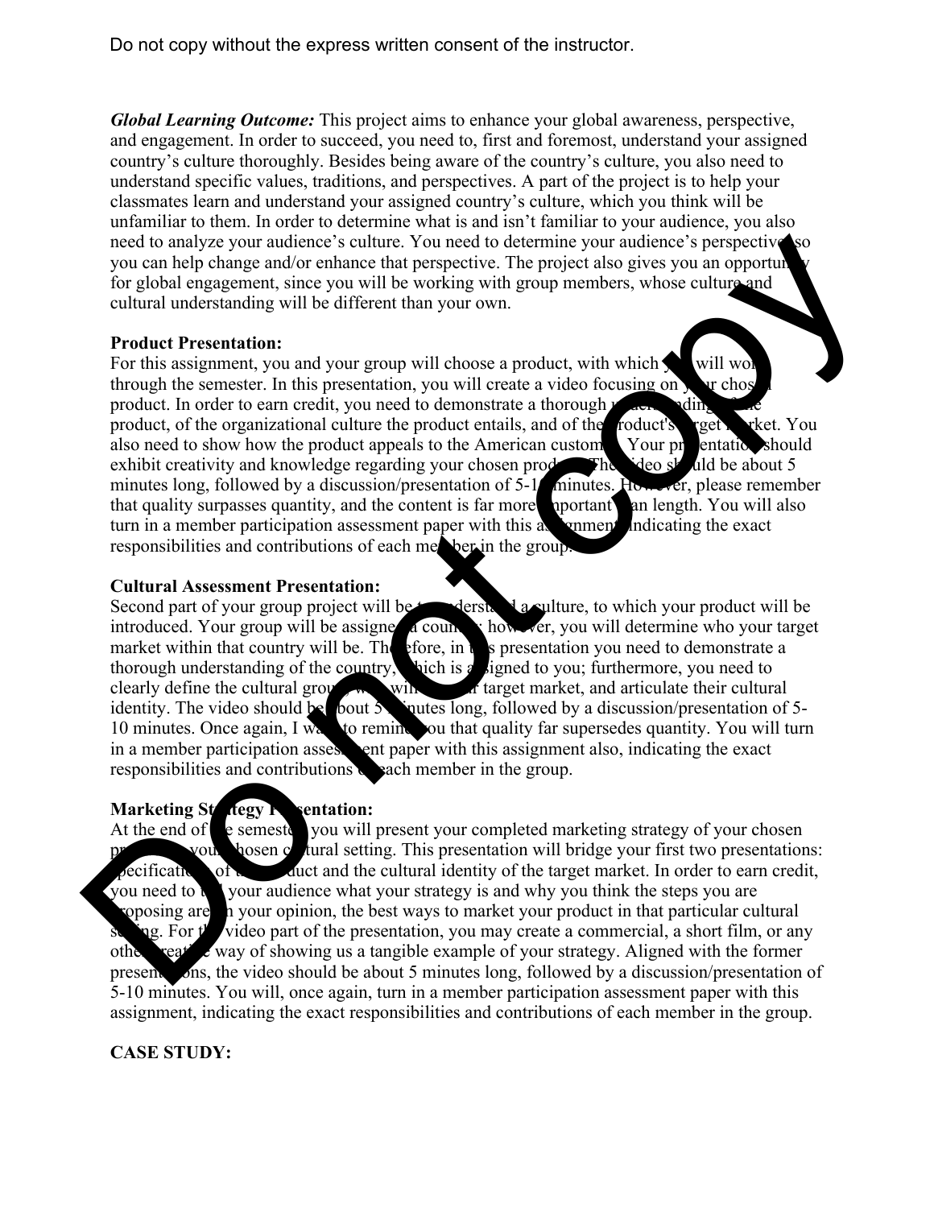***Global Learning Outcome:*** This project aims to enhance your global awareness, perspective, and engagement. In order to succeed, you need to, first and foremost, understand your assigned country's culture thoroughly. Besides being aware of the country's culture, you also need to understand specific values, traditions, and perspectives. A part of the project is to help your classmates learn and understand your assigned country's culture, which you think will be unfamiliar to them. In order to determine what is and isn't familiar to your audience, you also need to analyze your audience's culture. You need to determine your audience's perspective so you can help change and/or enhance that perspective. The project also gives you an opportunity for global engagement, since you will be working with group members, whose culture and cultural understanding will be different than your own.

**Product Presentation:**
For this assignment, you and your group will choose a product, with which you will work through the semester. In this presentation, you will create a video focusing on your chosen product. In order to earn credit, you need to demonstrate a thorough understanding of the product, of the organizational culture the product entails, and of the product's target market. You also need to show how the product appeals to the American customer. Your presentation should exhibit creativity and knowledge regarding your chosen product. The video should be about 5 minutes long, followed by a discussion/presentation of 5-10 minutes. However, please remember that quality surpasses quantity, and the content is far more important than length. You will also turn in a member participation assessment paper with this assignment, indicating the exact responsibilities and contributions of each member in the group.

**Cultural Assessment Presentation:**
Second part of your group project will be to understand a culture, to which your product will be introduced. Your group will be assigned a country; however, you will determine who your target market within that country will be. Therefore, in this presentation you need to demonstrate a thorough understanding of the country, which is assigned to you; furthermore, you need to clearly define the cultural group, which will be your target market, and articulate their cultural identity. The video should be about 5 minutes long, followed by a discussion/presentation of 5-10 minutes. Once again, I want to remind you that quality far supersedes quantity. You will turn in a member participation assessment paper with this assignment also, indicating the exact responsibilities and contributions of each member in the group.

**Marketing Strategy Presentation:**
At the end of the semester, you will present your completed marketing strategy of your chosen product in your chosen cultural setting. This presentation will bridge your first two presentations: specifications of the product and the cultural identity of the target market. In order to earn credit, you need to tell your audience what your strategy is and why you think the steps you are proposing are, in your opinion, the best ways to market your product in that particular cultural setting. For the video part of the presentation, you may create a commercial, a short film, or any other creative way of showing us a tangible example of your strategy. Aligned with the former presentations, the video should be about 5 minutes long, followed by a discussion/presentation of 5-10 minutes. You will, once again, turn in a member participation assessment paper with this assignment, indicating the exact responsibilities and contributions of each member in the group.

**CASE STUDY:**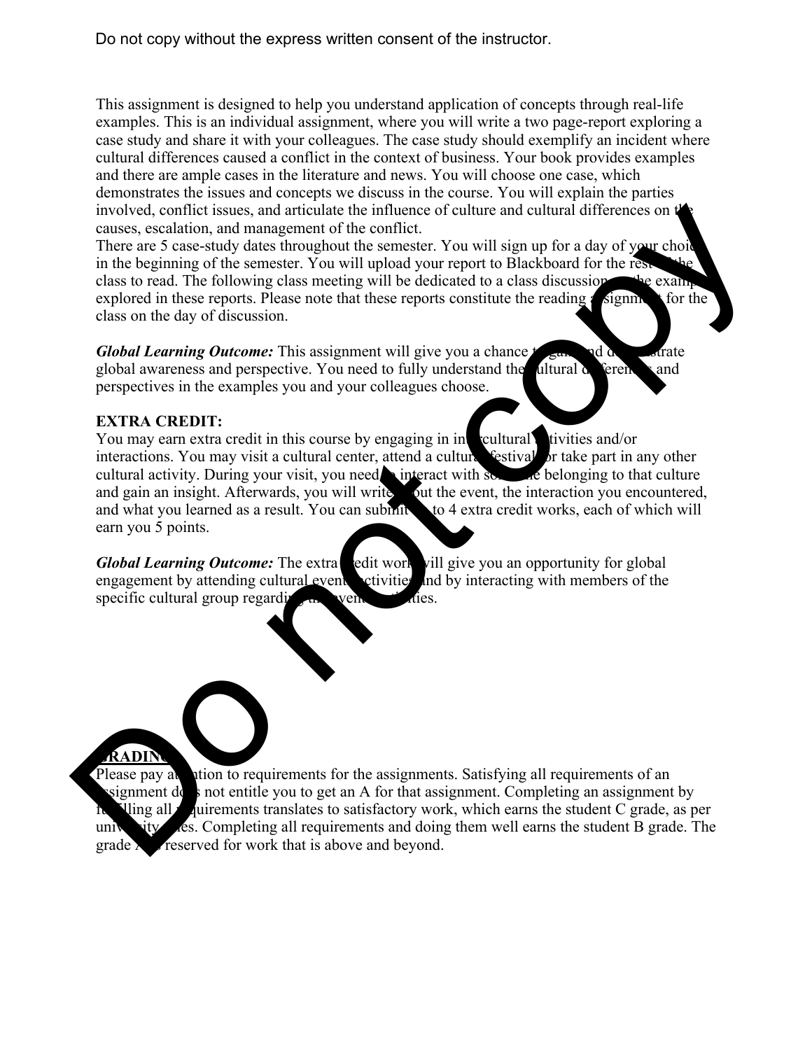This assignment is designed to help you understand application of concepts through real-life examples. This is an individual assignment, where you will write a two page-report exploring a case study and share it with your colleagues. The case study should exemplify an incident where cultural differences caused a conflict in the context of business. Your book provides examples and there are ample cases in the literature and news. You will choose one case, which demonstrates the issues and concepts we discuss in the course. You will explain the parties involved, conflict issues, and articulate the influence of culture and cultural differences on the causes, escalation, and management of the conflict.
There are 5 case-study dates throughout the semester. You will sign up for a day of your choice in the beginning of the semester. You will upload your report to Blackboard for the rest of the class to read. The following class meeting will be dedicated to a class discussion of the examples explored in these reports. Please note that these reports constitute the reading assignment for the class on the day of discussion.

***Global Learning Outcome:*** This assignment will give you a chance to gain and demonstrate global awareness and perspective. You need to fully understand the cultural differences and perspectives in the examples you and your colleagues choose.

**EXTRA CREDIT:**
You may earn extra credit in this course by engaging in intercultural activities and/or interactions. You may visit a cultural center, attend a cultural festival, or take part in any other cultural activity. During your visit, you need to interact with someone belonging to that culture and gain an insight. Afterwards, you will write about the event, the interaction you encountered, and what you learned as a result. You can submit up to 4 extra credit works, each of which will earn you 5 points.

***Global Learning Outcome:*** The extra credit work will give you an opportunity for global engagement by attending cultural events/activities and by interacting with members of the specific cultural group regarding the events/activities.

**GRADING:**
Please pay attention to requirements for the assignments. Satisfying all requirements of an assignment does not entitle you to get an A for that assignment. Completing an assignment by fulfilling all requirements translates to satisfactory work, which earns the student C grade, as per university rules. Completing all requirements and doing them well earns the student B grade. The grade A is reserved for work that is above and beyond.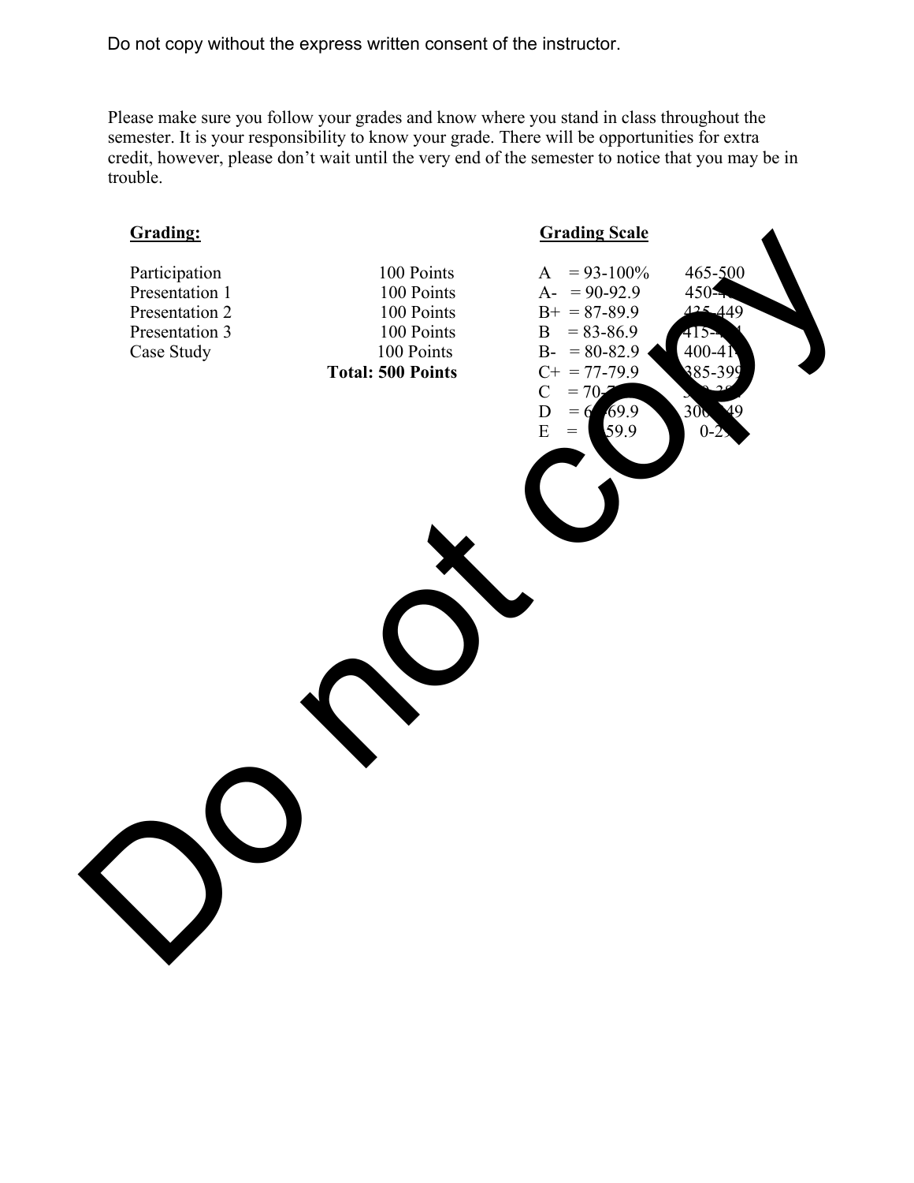Please make sure you follow your grades and know where you stand in class throughout the semester. It is your responsibility to know your grade. There will be opportunities for extra credit, however, please don't wait until the very end of the semester to notice that you may be in trouble.

**Grading:**

| Item | Points |
| --- | --- |
| Participation | 100 Points |
| Presentation 1 | 100 Points |
| Presentation 2 | 100 Points |
| Presentation 3 | 100 Points |
| Case Study | 100 Points |
| | **Total: 500 Points** |

**Grading Scale**

| Grade | Percentage | Points |
| --- | --- | --- |
| A | = 93-100% | 465-500 |
| A- | = 90-92.9 | 450-464 |
| B+ | = 87-89.9 | 435-449 |
| B | = 83-86.9 | 415-434 |
| B- | = 80-82.9 | 400-414 |
| C+ | = 77-79.9 | 385-399 |
| C | = 70-76.9 | 350-384 |
| D | = 60-69.9 | 300-349 |
| E | = 0-59.9 | 0-299 |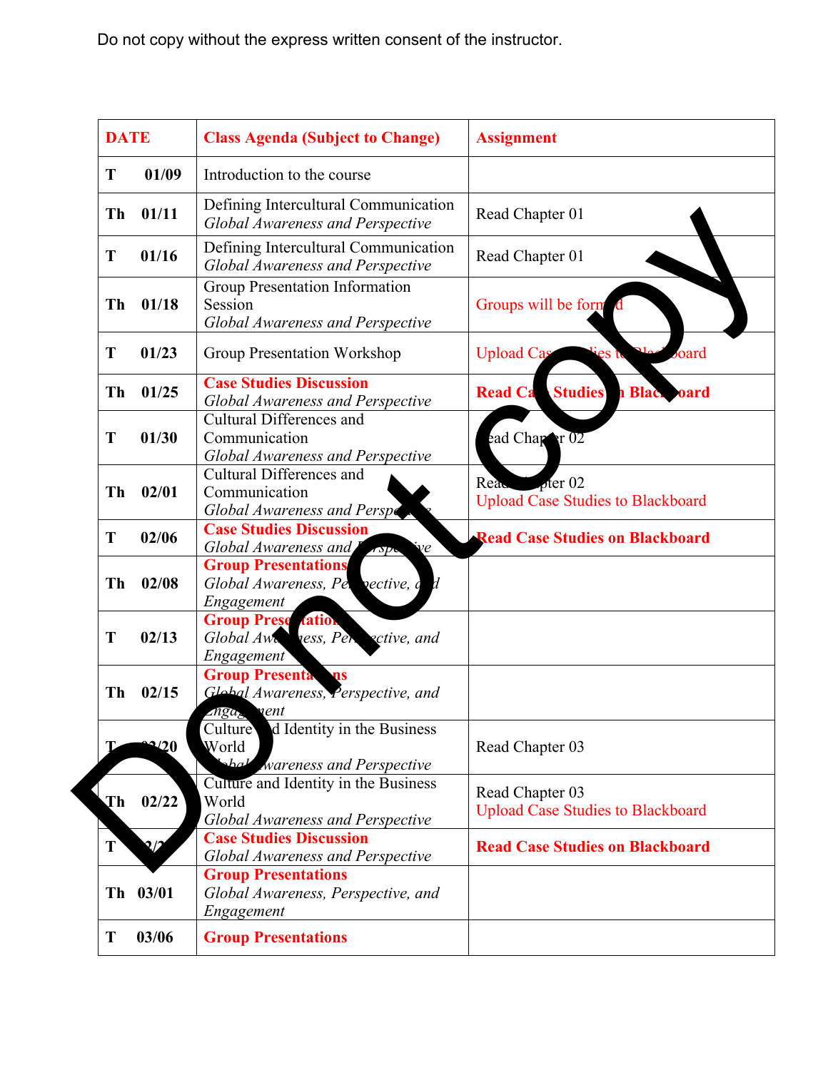Do not copy without the express written consent of the instructor.

| DATE | Class Agenda (Subject to Change) | Assignment |
|---|---|---|
| T 01/09 | Introduction to the course | |
| Th 01/11 | Defining Intercultural Communication *Global Awareness and Perspective* | Read Chapter 01 |
| T 01/16 | Defining Intercultural Communication *Global Awareness and Perspective* | Read Chapter 01 |
| Th 01/18 | Group Presentation Information Session *Global Awareness and Perspective* | Groups will be formed |
| T 01/23 | Group Presentation Workshop | Upload Case Studies to Blackboard |
| Th 01/25 | **Case Studies Discussion** *Global Awareness and Perspective* | **Read Case Studies on Blackboard** |
| T 01/30 | Cultural Differences and Communication *Global Awareness and Perspective* | Read Chapter 02 |
| Th 02/01 | Cultural Differences and Communication *Global Awareness and Perspective* | Read Chapter 02 Upload Case Studies to Blackboard |
| T 02/06 | **Case Studies Discussion** *Global Awareness and Perspective* | **Read Case Studies on Blackboard** |
| Th 02/08 | **Group Presentations** *Global Awareness, Perspective, and Engagement* | |
| T 02/13 | **Group Presentations** *Global Awareness, Perspective, and Engagement* | |
| Th 02/15 | **Group Presentations** *Global Awareness, Perspective, and Engagement* | |
| T 02/20 | Culture and Identity in the Business World *Global Awareness and Perspective* | Read Chapter 03 |
| Th 02/22 | Culture and Identity in the Business World *Global Awareness and Perspective* | Read Chapter 03 Upload Case Studies to Blackboard |
| T 02/27 | **Case Studies Discussion** *Global Awareness and Perspective* | **Read Case Studies on Blackboard** |
| Th 03/01 | **Group Presentations** *Global Awareness, Perspective, and Engagement* | |
| T 03/06 | **Group Presentations** | |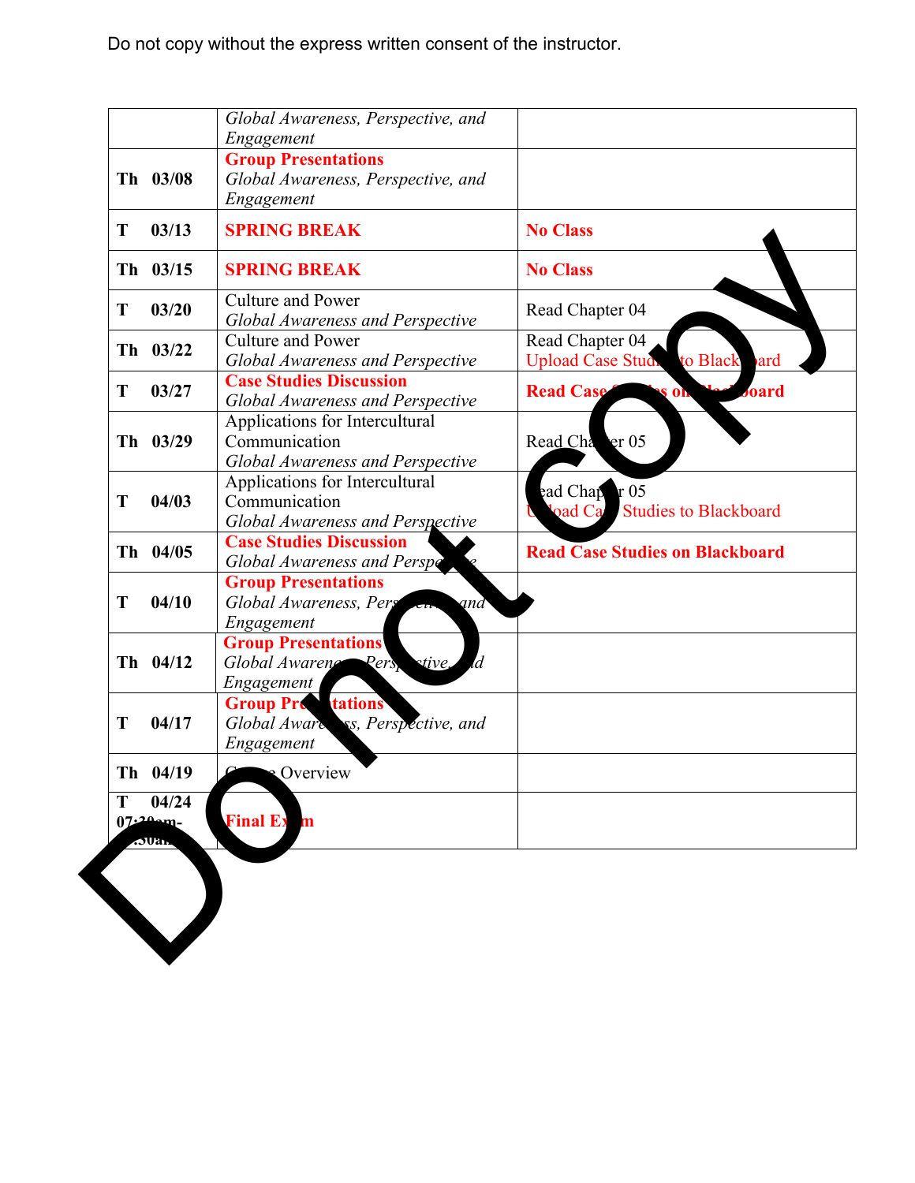Do not copy without the express written consent of the instructor.

| | | |
|---|---|---|
| | *Global Awareness, Perspective, and Engagement* | |
| **Th 03/08** | **Group Presentations** *Global Awareness, Perspective, and Engagement* | |
| **T 03/13** | **SPRING BREAK** | **No Class** |
| **Th 03/15** | **SPRING BREAK** | **No Class** |
| **T 03/20** | Culture and Power *Global Awareness and Perspective* | Read Chapter 04 |
| **Th 03/22** | Culture and Power *Global Awareness and Perspective* | Read Chapter 04 Upload Case Studies to Blackboard |
| **T 03/27** | **Case Studies Discussion** *Global Awareness and Perspective* | **Read Case Studies on Blackboard** |
| **Th 03/29** | Applications for Intercultural Communication *Global Awareness and Perspective* | Read Chapter 05 |
| **T 04/03** | Applications for Intercultural Communication *Global Awareness and Perspective* | Read Chapter 05 Upload Case Studies to Blackboard |
| **Th 04/05** | **Case Studies Discussion** *Global Awareness and Perspective* | **Read Case Studies on Blackboard** |
| **T 04/10** | **Group Presentations** *Global Awareness, Perspective, and Engagement* | |
| **Th 04/12** | **Group Presentations** *Global Awareness, Perspective, and Engagement* | |
| **T 04/17** | **Group Presentations** *Global Awareness, Perspective, and Engagement* | |
| **Th 04/19** | Course Overview | |
| **T 04/24 07:30am-9:30am** | **Final Exam** | |

Do not copy